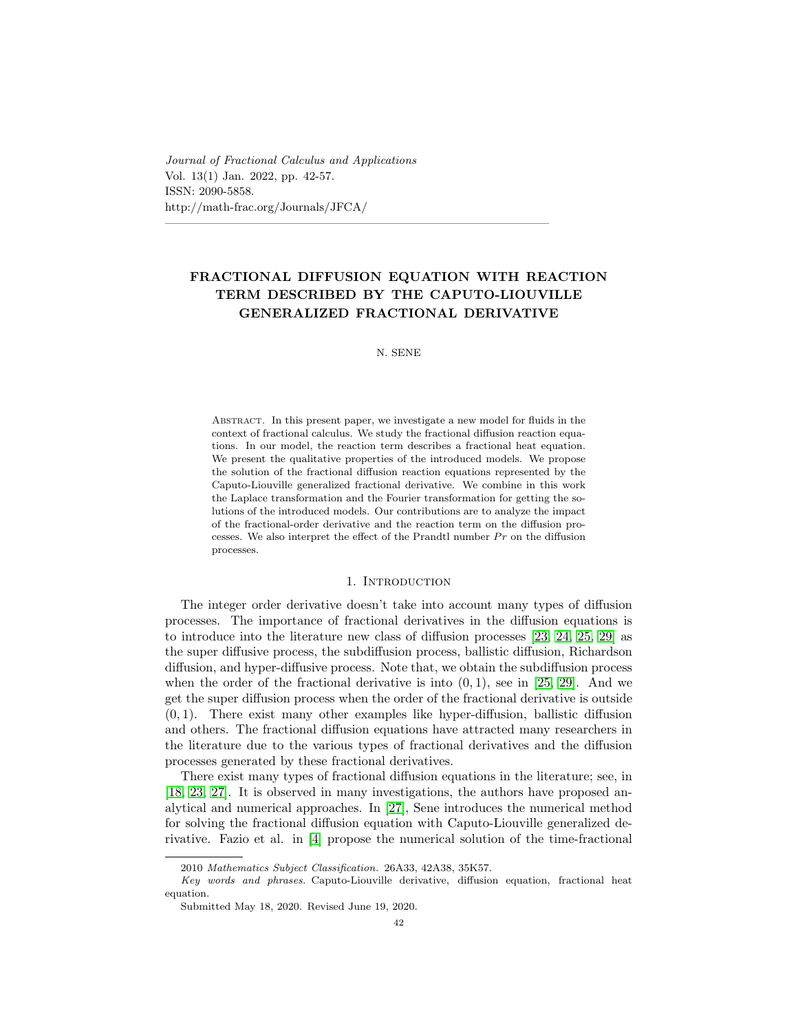# FRACTIONAL DIFFUSION EQUATION WITH REACTION TERM DESCRIBED BY THE CAPUTO-LIOUVILLE GENERALIZED FRACTIONAL DERIVATIVE

N. SENE

Abstract. In this present paper, we investigate a new model for fluids in the context of fractional calculus. We study the fractional diffusion reaction equations. In our model, the reaction term describes a fractional heat equation. We present the qualitative properties of the introduced models. We propose the solution of the fractional diffusion reaction equations represented by the Caputo-Liouville generalized fractional derivative. We combine in this work the Laplace transformation and the Fourier transformation for getting the solutions of the introduced models. Our contributions are to analyze the impact of the fractional-order derivative and the reaction term on the diffusion processes. We also interpret the effect of the Prandtl number $Pr$ on the diffusion processes.

## 1. Introduction

The integer order derivative doesn't take into account many types of diffusion processes. The importance of fractional derivatives in the diffusion equations is to introduce into the literature new class of diffusion processes [23, 24, 25, 29] as the super diffusive process, the subdiffusion process, ballistic diffusion, Richardson diffusion, and hyper-diffusive process. Note that, we obtain the subdiffusion process when the order of the fractional derivative is into $(0, 1)$, see in [25, 29]. And we get the super diffusion process when the order of the fractional derivative is outside $(0, 1)$. There exist many other examples like hyper-diffusion, ballistic diffusion and others. The fractional diffusion equations have attracted many researchers in the literature due to the various types of fractional derivatives and the diffusion processes generated by these fractional derivatives.

There exist many types of fractional diffusion equations in the literature; see, in [18, 23, 27]. It is observed in many investigations, the authors have proposed analytical and numerical approaches. In [27], Sene introduces the numerical method for solving the fractional diffusion equation with Caputo-Liouville generalized derivative. Fazio et al. in [4] propose the numerical solution of the time-fractional

---

2010 *Mathematics Subject Classification.* 26A33, 42A38, 35K57.

*Key words and phrases.* Caputo-Liouville derivative, diffusion equation, fractional heat equation.

Submitted May 18, 2020. Revised June 19, 2020.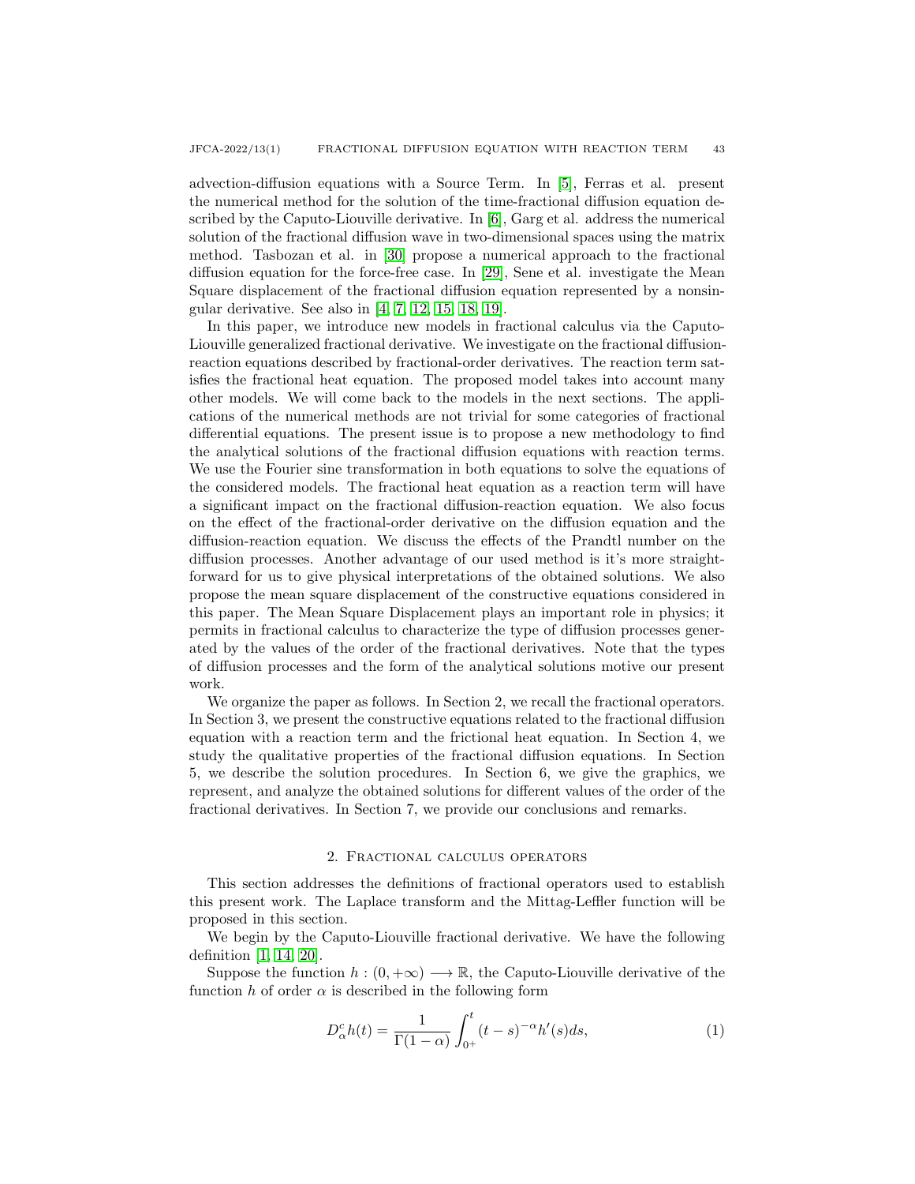advection-diffusion equations with a Source Term. In [5], Ferras et al. present the numerical method for the solution of the time-fractional diffusion equation described by the Caputo-Liouville derivative. In [6], Garg et al. address the numerical solution of the fractional diffusion wave in two-dimensional spaces using the matrix method. Tasbozan et al. in [30] propose a numerical approach to the fractional diffusion equation for the force-free case. In [29], Sene et al. investigate the Mean Square displacement of the fractional diffusion equation represented by a nonsingular derivative. See also in [4, 7, 12, 15, 18, 19].

In this paper, we introduce new models in fractional calculus via the Caputo-Liouville generalized fractional derivative. We investigate on the fractional diffusion-reaction equations described by fractional-order derivatives. The reaction term satisfies the fractional heat equation. The proposed model takes into account many other models. We will come back to the models in the next sections. The applications of the numerical methods are not trivial for some categories of fractional differential equations. The present issue is to propose a new methodology to find the analytical solutions of the fractional diffusion equations with reaction terms. We use the Fourier sine transformation in both equations to solve the equations of the considered models. The fractional heat equation as a reaction term will have a significant impact on the fractional diffusion-reaction equation. We also focus on the effect of the fractional-order derivative on the diffusion equation and the diffusion-reaction equation. We discuss the effects of the Prandtl number on the diffusion processes. Another advantage of our used method is it's more straightforward for us to give physical interpretations of the obtained solutions. We also propose the mean square displacement of the constructive equations considered in this paper. The Mean Square Displacement plays an important role in physics; it permits in fractional calculus to characterize the type of diffusion processes generated by the values of the order of the fractional derivatives. Note that the types of diffusion processes and the form of the analytical solutions motive our present work.

We organize the paper as follows. In Section 2, we recall the fractional operators. In Section 3, we present the constructive equations related to the fractional diffusion equation with a reaction term and the frictional heat equation. In Section 4, we study the qualitative properties of the fractional diffusion equations. In Section 5, we describe the solution procedures. In Section 6, we give the graphics, we represent, and analyze the obtained solutions for different values of the order of the fractional derivatives. In Section 7, we provide our conclusions and remarks.

## 2. Fractional calculus operators

This section addresses the definitions of fractional operators used to establish this present work. The Laplace transform and the Mittag-Leffler function will be proposed in this section.

We begin by the Caputo-Liouville fractional derivative. We have the following definition [1, 14, 20].

Suppose the function $h : (0, +\infty) \longrightarrow \mathbb{R}$, the Caputo-Liouville derivative of the function $h$ of order $\alpha$ is described in the following form

$$D^c_\alpha h(t) = \frac{1}{\Gamma(1-\alpha)} \int_{0^+}^{t} (t-s)^{-\alpha} h'(s) ds, \tag{1}$$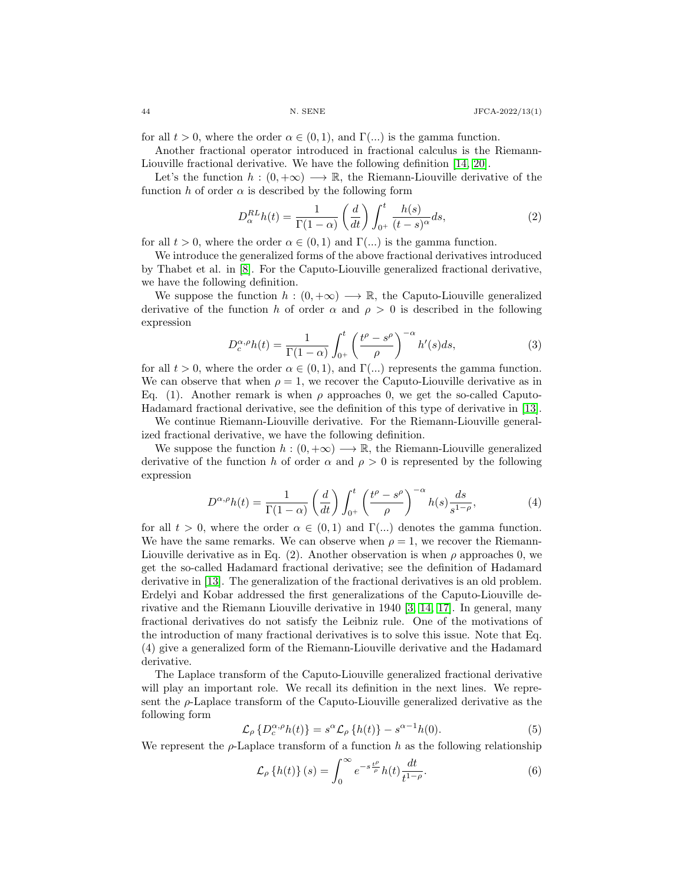for all $t > 0$, where the order $\alpha \in (0, 1)$, and $\Gamma(...)$ is the gamma function.

Another fractional operator introduced in fractional calculus is the Riemann-Liouville fractional derivative. We have the following definition [14, 20].

Let's the function $h : (0, +\infty) \longrightarrow \mathbb{R}$, the Riemann-Liouville derivative of the function $h$ of order $\alpha$ is described by the following form

$$D_{\alpha}^{RL} h(t) = \frac{1}{\Gamma(1-\alpha)} \left(\frac{d}{dt}\right) \int_{0^+}^{t} \frac{h(s)}{(t-s)^{\alpha}} ds, \tag{2}$$

for all $t > 0$, where the order $\alpha \in (0, 1)$ and $\Gamma(...)$ is the gamma function.

We introduce the generalized forms of the above fractional derivatives introduced by Thabet et al. in [8]. For the Caputo-Liouville generalized fractional derivative, we have the following definition.

We suppose the function $h : (0, +\infty) \longrightarrow \mathbb{R}$, the Caputo-Liouville generalized derivative of the function $h$ of order $\alpha$ and $\rho > 0$ is described in the following expression

$$D_{c}^{\alpha,\rho} h(t) = \frac{1}{\Gamma(1-\alpha)} \int_{0^+}^{t} \left(\frac{t^{\rho} - s^{\rho}}{\rho}\right)^{-\alpha} h'(s) ds, \tag{3}$$

for all $t > 0$, where the order $\alpha \in (0, 1)$, and $\Gamma(...)$ represents the gamma function. We can observe that when $\rho = 1$, we recover the Caputo-Liouville derivative as in Eq. (1). Another remark is when $\rho$ approaches 0, we get the so-called Caputo-Hadamard fractional derivative, see the definition of this type of derivative in [13].

We continue Riemann-Liouville derivative. For the Riemann-Liouville generalized fractional derivative, we have the following definition.

We suppose the function $h : (0, +\infty) \longrightarrow \mathbb{R}$, the Riemann-Liouville generalized derivative of the function $h$ of order $\alpha$ and $\rho > 0$ is represented by the following expression

$$D^{\alpha,\rho} h(t) = \frac{1}{\Gamma(1-\alpha)} \left(\frac{d}{dt}\right) \int_{0^+}^{t} \left(\frac{t^{\rho} - s^{\rho}}{\rho}\right)^{-\alpha} h(s) \frac{ds}{s^{1-\rho}}, \tag{4}$$

for all $t > 0$, where the order $\alpha \in (0, 1)$ and $\Gamma(...)$ denotes the gamma function. We have the same remarks. We can observe when $\rho = 1$, we recover the Riemann-Liouville derivative as in Eq. (2). Another observation is when $\rho$ approaches 0, we get the so-called Hadamard fractional derivative; see the definition of Hadamard derivative in [13]. The generalization of the fractional derivatives is an old problem. Erdelyi and Kobar addressed the first generalizations of the Caputo-Liouville derivative and the Riemann Liouville derivative in 1940 [3, 14, 17]. In general, many fractional derivatives do not satisfy the Leibniz rule. One of the motivations of the introduction of many fractional derivatives is to solve this issue. Note that Eq. (4) give a generalized form of the Riemann-Liouville derivative and the Hadamard derivative.

The Laplace transform of the Caputo-Liouville generalized fractional derivative will play an important role. We recall its definition in the next lines. We represent the $\rho$-Laplace transform of the Caputo-Liouville generalized derivative as the following form

$$\mathcal{L}_{\rho} \left\{ D_{c}^{\alpha,\rho} h(t) \right\} = s^{\alpha} \mathcal{L}_{\rho} \left\{ h(t) \right\} - s^{\alpha-1} h(0). \tag{5}$$

We represent the $\rho$-Laplace transform of a function $h$ as the following relationship

$$\mathcal{L}_{\rho} \left\{ h(t) \right\}(s) = \int_{0}^{\infty} e^{-s\frac{t^{\rho}}{\rho}} h(t) \frac{dt}{t^{1-\rho}}. \tag{6}$$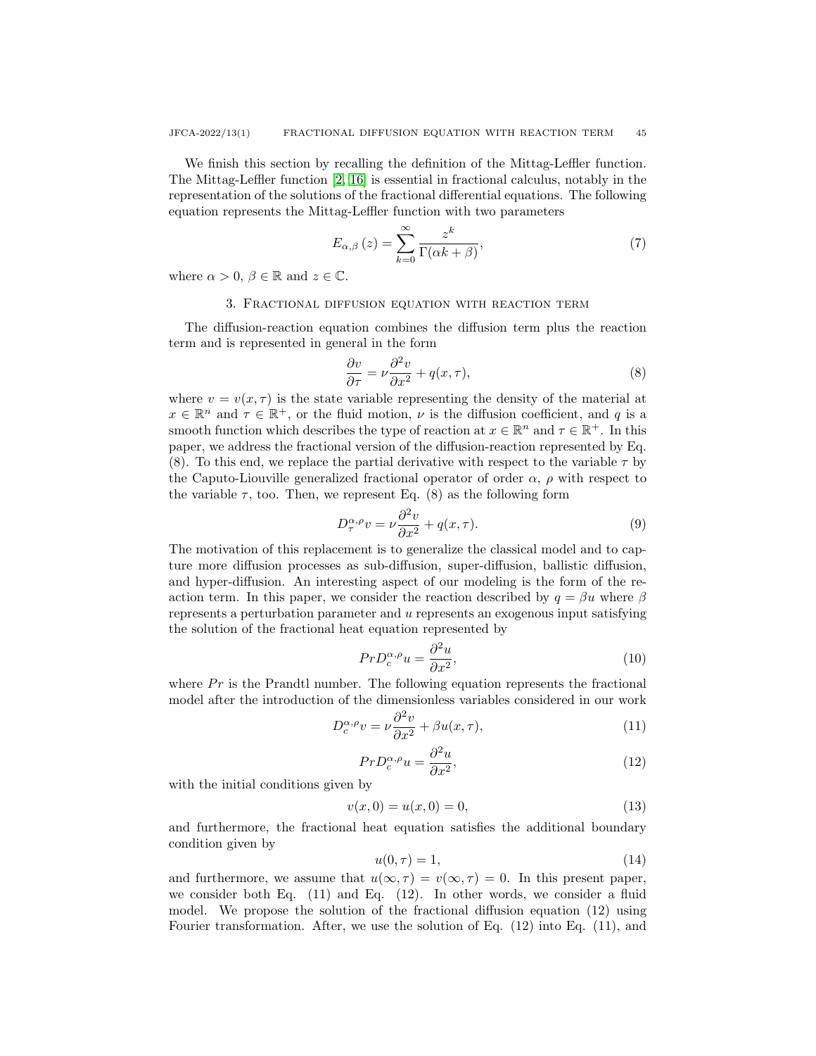We finish this section by recalling the definition of the Mittag-Leffler function. The Mittag-Leffler function [2, 16] is essential in fractional calculus, notably in the representation of the solutions of the fractional differential equations. The following equation represents the Mittag-Leffler function with two parameters

$$E_{\alpha,\beta}\left(z\right)=\sum_{k=0}^{\infty}\frac{z^{k}}{\Gamma(\alpha k+\beta)}, \tag{7}$$

where $\alpha>0$, $\beta\in\mathbb{R}$ and $z\in\mathbb{C}$.

## 3. Fractional diffusion equation with reaction term

The diffusion-reaction equation combines the diffusion term plus the reaction term and is represented in general in the form

$$\frac{\partial v}{\partial \tau}=\nu\frac{\partial^{2} v}{\partial x^{2}}+q(x,\tau), \tag{8}$$

where $v=v(x,\tau)$ is the state variable representing the density of the material at $x\in\mathbb{R}^{n}$ and $\tau\in\mathbb{R}^{+}$, or the fluid motion, $\nu$ is the diffusion coefficient, and $q$ is a smooth function which describes the type of reaction at $x\in\mathbb{R}^{n}$ and $\tau\in\mathbb{R}^{+}$. In this paper, we address the fractional version of the diffusion-reaction represented by Eq. (8). To this end, we replace the partial derivative with respect to the variable $\tau$ by the Caputo-Liouville generalized fractional operator of order $\alpha$, $\rho$ with respect to the variable $\tau$, too. Then, we represent Eq. (8) as the following form

$$D_{\tau}^{\alpha,\rho}v=\nu\frac{\partial^{2} v}{\partial x^{2}}+q(x,\tau). \tag{9}$$

The motivation of this replacement is to generalize the classical model and to capture more diffusion processes as sub-diffusion, super-diffusion, ballistic diffusion, and hyper-diffusion. An interesting aspect of our modeling is the form of the reaction term. In this paper, we consider the reaction described by $q=\beta u$ where $\beta$ represents a perturbation parameter and $u$ represents an exogenous input satisfying the solution of the fractional heat equation represented by

$$PrD_{c}^{\alpha,\rho}u=\frac{\partial^{2} u}{\partial x^{2}}, \tag{10}$$

where $Pr$ is the Prandtl number. The following equation represents the fractional model after the introduction of the dimensionless variables considered in our work

$$D_{c}^{\alpha,\rho}v=\nu\frac{\partial^{2} v}{\partial x^{2}}+\beta u(x,\tau), \tag{11}$$

$$PrD_{c}^{\alpha,\rho}u=\frac{\partial^{2} u}{\partial x^{2}}, \tag{12}$$

with the initial conditions given by

$$v(x,0)=u(x,0)=0, \tag{13}$$

and furthermore, the fractional heat equation satisfies the additional boundary condition given by

$$u(0,\tau)=1, \tag{14}$$

and furthermore, we assume that $u(\infty,\tau)=v(\infty,\tau)=0$. In this present paper, we consider both Eq. (11) and Eq. (12). In other words, we consider a fluid model. We propose the solution of the fractional diffusion equation (12) using Fourier transformation. After, we use the solution of Eq. (12) into Eq. (11), and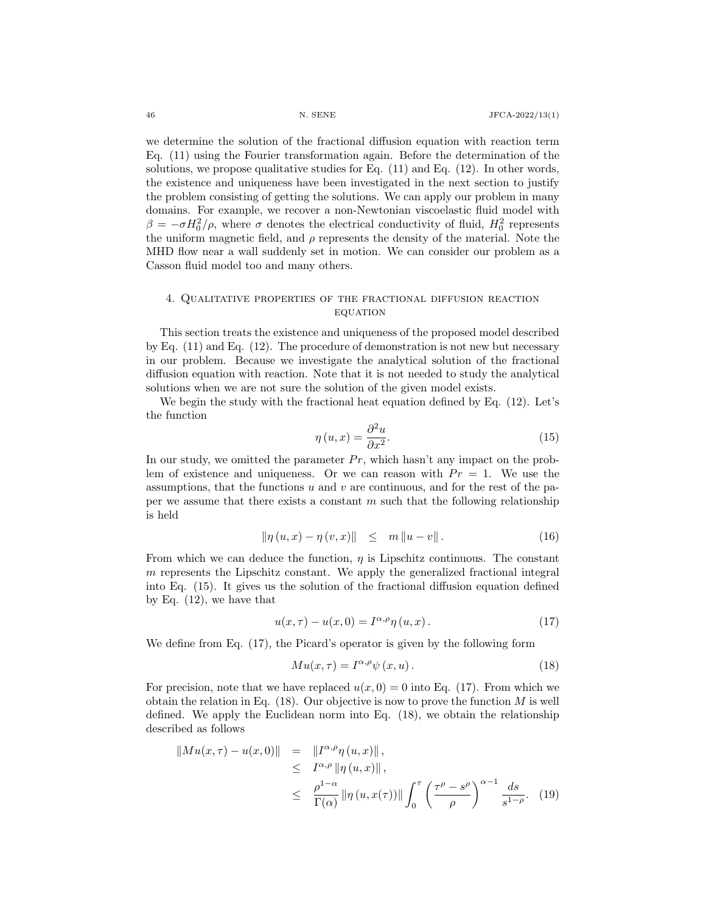we determine the solution of the fractional diffusion equation with reaction term Eq. (11) using the Fourier transformation again. Before the determination of the solutions, we propose qualitative studies for Eq. (11) and Eq. (12). In other words, the existence and uniqueness have been investigated in the next section to justify the problem consisting of getting the solutions. We can apply our problem in many domains. For example, we recover a non-Newtonian viscoelastic fluid model with $\beta = -\sigma H_0^2/\rho$, where $\sigma$ denotes the electrical conductivity of fluid, $H_0^2$ represents the uniform magnetic field, and $\rho$ represents the density of the material. Note the MHD flow near a wall suddenly set in motion. We can consider our problem as a Casson fluid model too and many others.

## 4. Qualitative properties of the fractional diffusion reaction equation

This section treats the existence and uniqueness of the proposed model described by Eq. (11) and Eq. (12). The procedure of demonstration is not new but necessary in our problem. Because we investigate the analytical solution of the fractional diffusion equation with reaction. Note that it is not needed to study the analytical solutions when we are not sure the solution of the given model exists.

We begin the study with the fractional heat equation defined by Eq. (12). Let's the function

$$\eta\left(u,x\right) = \frac{\partial^2 u}{\partial x^2}. \tag{15}$$

In our study, we omitted the parameter $Pr$, which hasn't any impact on the problem of existence and uniqueness. Or we can reason with $Pr = 1$. We use the assumptions, that the functions $u$ and $v$ are continuous, and for the rest of the paper we assume that there exists a constant $m$ such that the following relationship is held

$$\left\|\eta\left(u,x\right) - \eta\left(v,x\right)\right\| \quad \leq \quad m\left\|u - v\right\|. \tag{16}$$

From which we can deduce the function, $\eta$ is Lipschitz continuous. The constant $m$ represents the Lipschitz constant. We apply the generalized fractional integral into Eq. (15). It gives us the solution of the fractional diffusion equation defined by Eq. (12), we have that

$$u(x,\tau) - u(x,0) = I^{\alpha,\rho}\eta\left(u,x\right). \tag{17}$$

We define from Eq. (17), the Picard's operator is given by the following form

$$Mu(x,\tau) = I^{\alpha,\rho}\psi\left(x,u\right). \tag{18}$$

For precision, note that we have replaced $u(x,0) = 0$ into Eq. (17). From which we obtain the relation in Eq. (18). Our objective is now to prove the function $M$ is well defined. We apply the Euclidean norm into Eq. (18), we obtain the relationship described as follows

$$\begin{aligned}
\left\|Mu(x,\tau) - u(x,0)\right\| &= \left\|I^{\alpha,\rho}\eta\left(u,x\right)\right\|, \\
&\leq I^{\alpha,\rho}\left\|\eta\left(u,x\right)\right\|, \\
&\leq \frac{\rho^{1-\alpha}}{\Gamma(\alpha)}\left\|\eta\left(u,x(\tau)\right)\right\|\int_0^\tau \left(\frac{\tau^\rho - s^\rho}{\rho}\right)^{\alpha-1}\frac{ds}{s^{1-\rho}}.
\end{aligned} \tag{19}$$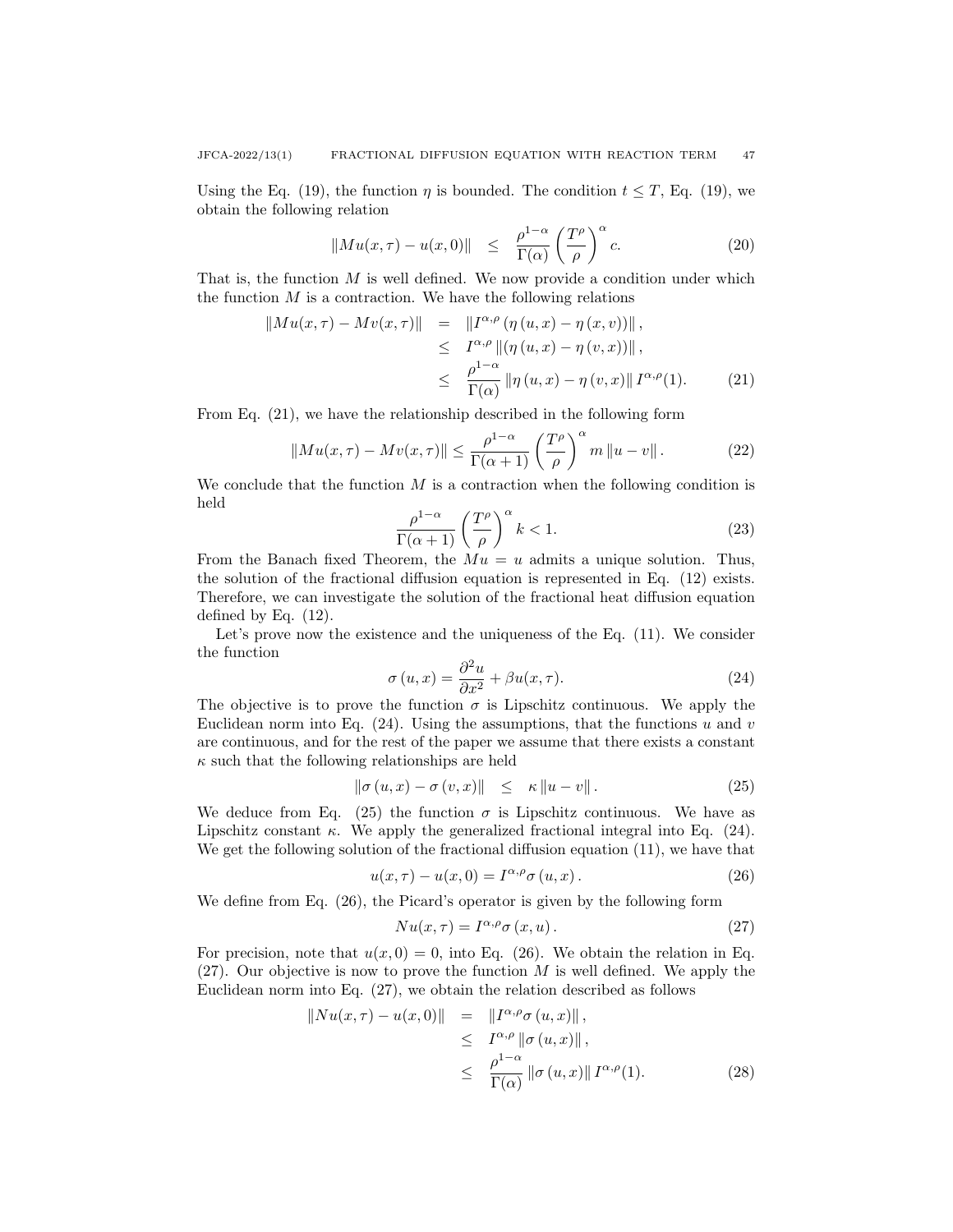Using the Eq. (19), the function $\eta$ is bounded. The condition $t \leq T$, Eq. (19), we obtain the following relation

$$\|Mu(x,\tau) - u(x,0)\| \leq \frac{\rho^{1-\alpha}}{\Gamma(\alpha)} \left(\frac{T^{\rho}}{\rho}\right)^{\alpha} c. \tag{20}$$

That is, the function $M$ is well defined. We now provide a condition under which the function $M$ is a contraction. We have the following relations

$$\begin{aligned}
\|Mu(x,\tau) - Mv(x,\tau)\| &= \left\|I^{\alpha,\rho}\left(\eta\left(u,x\right) - \eta\left(x,v\right)\right)\right\|, \\
&\leq I^{\alpha,\rho}\left\|\left(\eta\left(u,x\right) - \eta\left(v,x\right)\right)\right\|, \\
&\leq \frac{\rho^{1-\alpha}}{\Gamma(\alpha)}\left\|\eta\left(u,x\right) - \eta\left(v,x\right)\right\| I^{\alpha,\rho}(1).
\end{aligned} \tag{21}$$

From Eq. (21), we have the relationship described in the following form

$$\|Mu(x,\tau) - Mv(x,\tau)\| \leq \frac{\rho^{1-\alpha}}{\Gamma(\alpha+1)} \left(\frac{T^{\rho}}{\rho}\right)^{\alpha} m \left\|u - v\right\|. \tag{22}$$

We conclude that the function $M$ is a contraction when the following condition is held

$$\frac{\rho^{1-\alpha}}{\Gamma(\alpha+1)} \left(\frac{T^{\rho}}{\rho}\right)^{\alpha} k < 1. \tag{23}$$

From the Banach fixed Theorem, the $Mu = u$ admits a unique solution. Thus, the solution of the fractional diffusion equation is represented in Eq. (12) exists. Therefore, we can investigate the solution of the fractional heat diffusion equation defined by Eq. (12).

Let's prove now the existence and the uniqueness of the Eq. (11). We consider the function

$$\sigma\left(u,x\right) = \frac{\partial^{2}u}{\partial x^{2}} + \beta u(x,\tau). \tag{24}$$

The objective is to prove the function $\sigma$ is Lipschitz continuous. We apply the Euclidean norm into Eq. (24). Using the assumptions, that the functions $u$ and $v$ are continuous, and for the rest of the paper we assume that there exists a constant $\kappa$ such that the following relationships are held

$$\left\|\sigma\left(u,x\right) - \sigma\left(v,x\right)\right\| \leq \kappa\left\|u - v\right\|. \tag{25}$$

We deduce from Eq. (25) the function $\sigma$ is Lipschitz continuous. We have as Lipschitz constant $\kappa$. We apply the generalized fractional integral into Eq. (24). We get the following solution of the fractional diffusion equation (11), we have that

$$u(x,\tau) - u(x,0) = I^{\alpha,\rho}\sigma\left(u,x\right). \tag{26}$$

We define from Eq. (26), the Picard's operator is given by the following form

$$Nu(x,\tau) = I^{\alpha,\rho}\sigma\left(x,u\right). \tag{27}$$

For precision, note that $u(x,0) = 0$, into Eq. (26). We obtain the relation in Eq. (27). Our objective is now to prove the function $M$ is well defined. We apply the Euclidean norm into Eq. (27), we obtain the relation described as follows

$$\begin{aligned}
\|Nu(x,\tau) - u(x,0)\| &= \left\|I^{\alpha,\rho}\sigma\left(u,x\right)\right\|, \\
&\leq I^{\alpha,\rho}\left\|\sigma\left(u,x\right)\right\|, \\
&\leq \frac{\rho^{1-\alpha}}{\Gamma(\alpha)}\left\|\sigma\left(u,x\right)\right\| I^{\alpha,\rho}(1).
\end{aligned} \tag{28}$$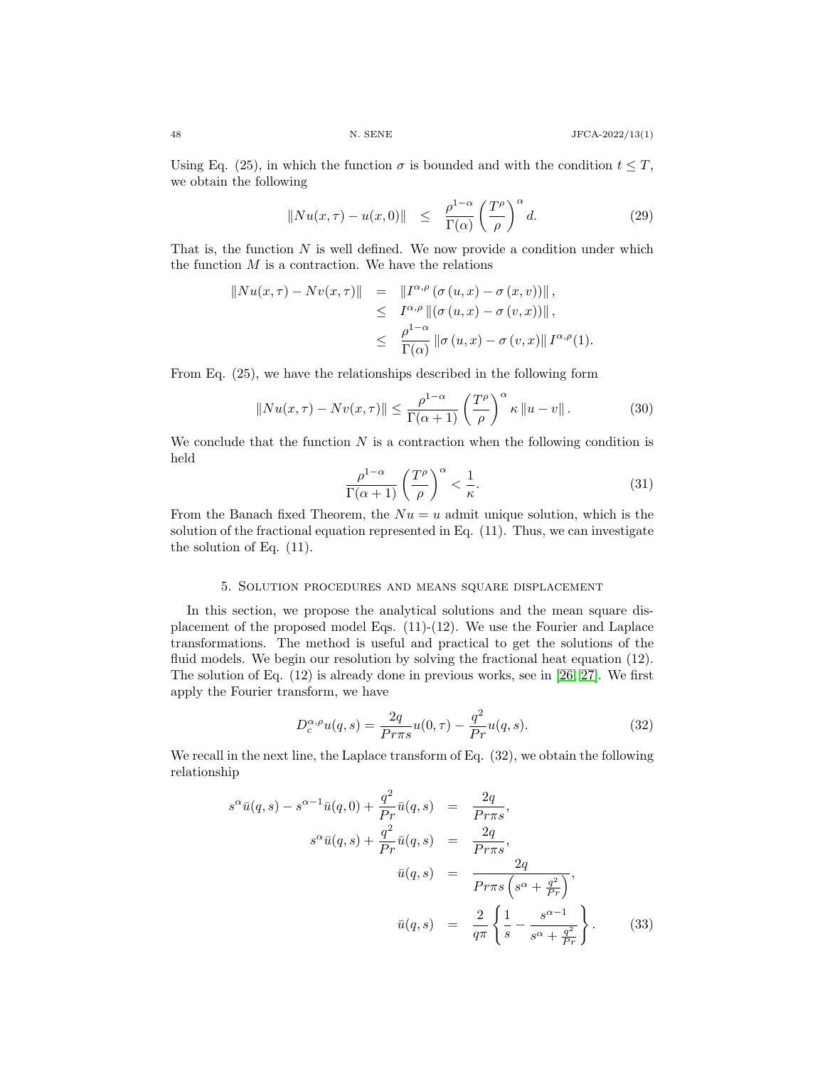Using Eq. (25), in which the function $\sigma$ is bounded and with the condition $t \leq T$, we obtain the following

$$\|Nu(x,\tau) - u(x,0)\| \quad \leq \quad \frac{\rho^{1-\alpha}}{\Gamma(\alpha)} \left(\frac{T^\rho}{\rho}\right)^\alpha d. \tag{29}$$

That is, the function $N$ is well defined. We now provide a condition under which the function $M$ is a contraction. We have the relations

$$\begin{aligned}
\|Nu(x,\tau) - Nv(x,\tau)\| &= \left\| I^{\alpha,\rho} \left(\sigma\left(u,x\right) - \sigma\left(x,v\right)\right) \right\|, \\
&\leq I^{\alpha,\rho} \left\| \left(\sigma\left(u,x\right) - \sigma\left(v,x\right)\right) \right\|, \\
&\leq \frac{\rho^{1-\alpha}}{\Gamma(\alpha)} \left\| \sigma\left(u,x\right) - \sigma\left(v,x\right) \right\| I^{\alpha,\rho}(1).
\end{aligned}$$

From Eq. (25), we have the relationships described in the following form

$$\|Nu(x,\tau) - Nv(x,\tau)\| \leq \frac{\rho^{1-\alpha}}{\Gamma(\alpha+1)} \left(\frac{T^\rho}{\rho}\right)^\alpha \kappa \left\| u - v \right\|. \tag{30}$$

We conclude that the function $N$ is a contraction when the following condition is held

$$\frac{\rho^{1-\alpha}}{\Gamma(\alpha+1)} \left(\frac{T^\rho}{\rho}\right)^\alpha < \frac{1}{\kappa}. \tag{31}$$

From the Banach fixed Theorem, the $Nu = u$ admit unique solution, which is the solution of the fractional equation represented in Eq. (11). Thus, we can investigate the solution of Eq. (11).

## 5. Solution procedures and means square displacement

In this section, we propose the analytical solutions and the mean square displacement of the proposed model Eqs. (11)-(12). We use the Fourier and Laplace transformations. The method is useful and practical to get the solutions of the fluid models. We begin our resolution by solving the fractional heat equation (12). The solution of Eq. (12) is already done in previous works, see in [26, 27]. We first apply the Fourier transform, we have

$$D_c^{\alpha,\rho} u(q,s) = \frac{2q}{Pr\pi s} u(0,\tau) - \frac{q^2}{Pr} u(q,s). \tag{32}$$

We recall in the next line, the Laplace transform of Eq. (32), we obtain the following relationship

$$\begin{aligned}
s^\alpha \bar{u}(q,s) - s^{\alpha-1}\bar{u}(q,0) + \frac{q^2}{Pr}\bar{u}(q,s) &= \frac{2q}{Pr\pi s}, \\
s^\alpha \bar{u}(q,s) + \frac{q^2}{Pr}\bar{u}(q,s) &= \frac{2q}{Pr\pi s}, \\
\bar{u}(q,s) &= \frac{2q}{Pr\pi s\left(s^\alpha + \frac{q^2}{Pr}\right)}, \\
\bar{u}(q,s) &= \frac{2}{q\pi}\left\{\frac{1}{s} - \frac{s^{\alpha-1}}{s^\alpha + \frac{q^2}{Pr}}\right\}.
\end{aligned} \tag{33}$$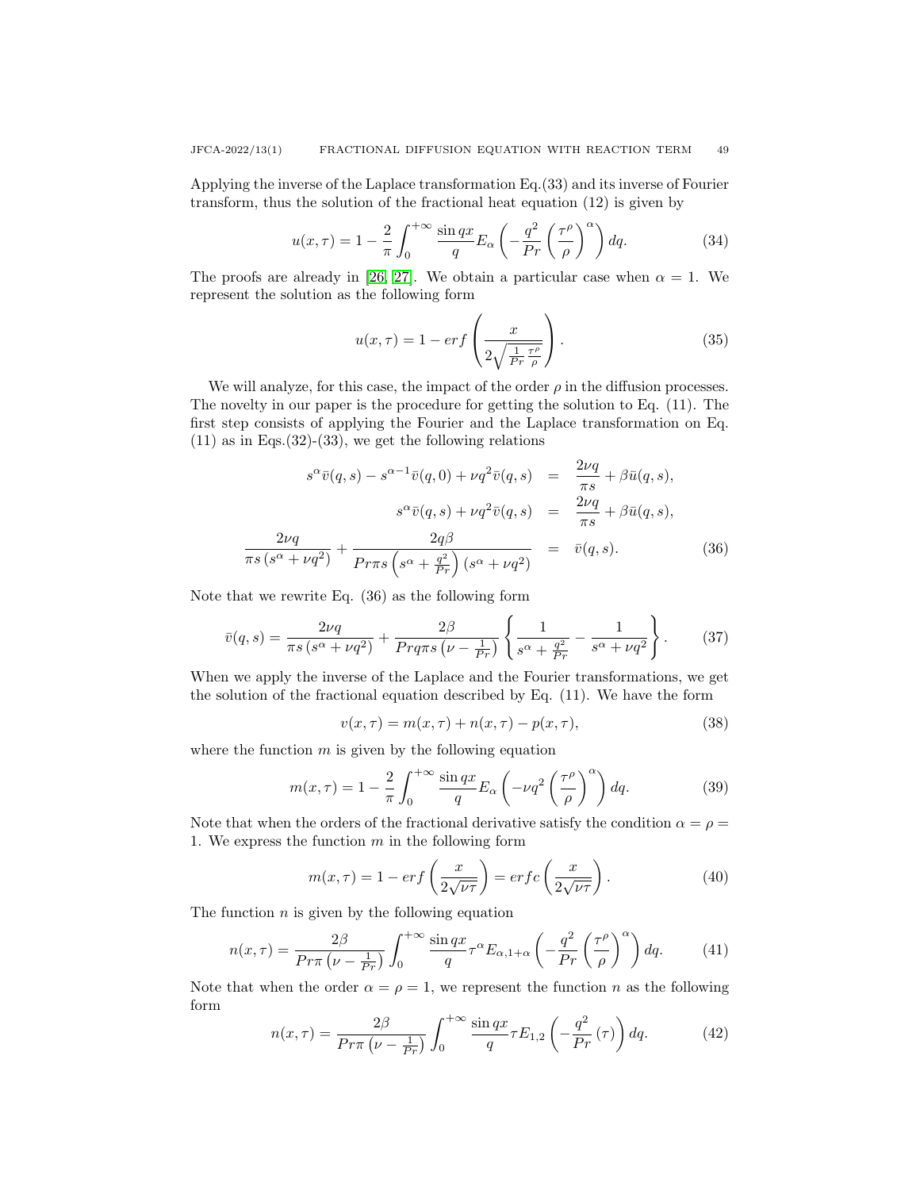Applying the inverse of the Laplace transformation Eq.(33) and its inverse of Fourier transform, thus the solution of the fractional heat equation (12) is given by

$$u(x,\tau) = 1 - \frac{2}{\pi}\int_0^{+\infty} \frac{\sin qx}{q} E_\alpha\left(-\frac{q^2}{Pr}\left(\frac{\tau^\rho}{\rho}\right)^\alpha\right) dq. \tag{34}$$

The proofs are already in [26, 27]. We obtain a particular case when $\alpha = 1$. We represent the solution as the following form

$$u(x,\tau) = 1 - erf\left(\frac{x}{2\sqrt{\frac{1}{Pr}\frac{\tau^\rho}{\rho}}}\right). \tag{35}$$

We will analyze, for this case, the impact of the order $\rho$ in the diffusion processes. The novelty in our paper is the procedure for getting the solution to Eq. (11). The first step consists of applying the Fourier and the Laplace transformation on Eq. (11) as in Eqs.(32)-(33), we get the following relations

$$\begin{aligned}
s^\alpha \bar{v}(q,s) - s^{\alpha-1}\bar{v}(q,0) + \nu q^2 \bar{v}(q,s) &= \frac{2\nu q}{\pi s} + \beta \bar{u}(q,s), \\
s^\alpha \bar{v}(q,s) + \nu q^2 \bar{v}(q,s) &= \frac{2\nu q}{\pi s} + \beta \bar{u}(q,s), \\
\frac{2\nu q}{\pi s\left(s^\alpha + \nu q^2\right)} + \frac{2q\beta}{Pr\pi s\left(s^\alpha + \frac{q^2}{Pr}\right)\left(s^\alpha + \nu q^2\right)} &= \bar{v}(q,s).
\end{aligned} \tag{36}$$

Note that we rewrite Eq. (36) as the following form

$$\bar{v}(q,s) = \frac{2\nu q}{\pi s\left(s^\alpha + \nu q^2\right)} + \frac{2\beta}{Prq\pi s\left(\nu - \frac{1}{Pr}\right)}\left\{\frac{1}{s^\alpha + \frac{q^2}{Pr}} - \frac{1}{s^\alpha + \nu q^2}\right\}. \tag{37}$$

When we apply the inverse of the Laplace and the Fourier transformations, we get the solution of the fractional equation described by Eq. (11). We have the form

$$v(x,\tau) = m(x,\tau) + n(x,\tau) - p(x,\tau), \tag{38}$$

where the function $m$ is given by the following equation

$$m(x,\tau) = 1 - \frac{2}{\pi}\int_0^{+\infty} \frac{\sin qx}{q} E_\alpha\left(-\nu q^2\left(\frac{\tau^\rho}{\rho}\right)^\alpha\right) dq. \tag{39}$$

Note that when the orders of the fractional derivative satisfy the condition $\alpha = \rho = 1$. We express the function $m$ in the following form

$$m(x,\tau) = 1 - erf\left(\frac{x}{2\sqrt{\nu\tau}}\right) = erfc\left(\frac{x}{2\sqrt{\nu\tau}}\right). \tag{40}$$

The function $n$ is given by the following equation

$$n(x,\tau) = \frac{2\beta}{Pr\pi\left(\nu - \frac{1}{Pr}\right)}\int_0^{+\infty} \frac{\sin qx}{q} \tau^\alpha E_{\alpha,1+\alpha}\left(-\frac{q^2}{Pr}\left(\frac{\tau^\rho}{\rho}\right)^\alpha\right) dq. \tag{41}$$

Note that when the order $\alpha = \rho = 1$, we represent the function $n$ as the following form

$$n(x,\tau) = \frac{2\beta}{Pr\pi\left(\nu - \frac{1}{Pr}\right)}\int_0^{+\infty} \frac{\sin qx}{q} \tau E_{1,2}\left(-\frac{q^2}{Pr}\left(\tau\right)\right) dq. \tag{42}$$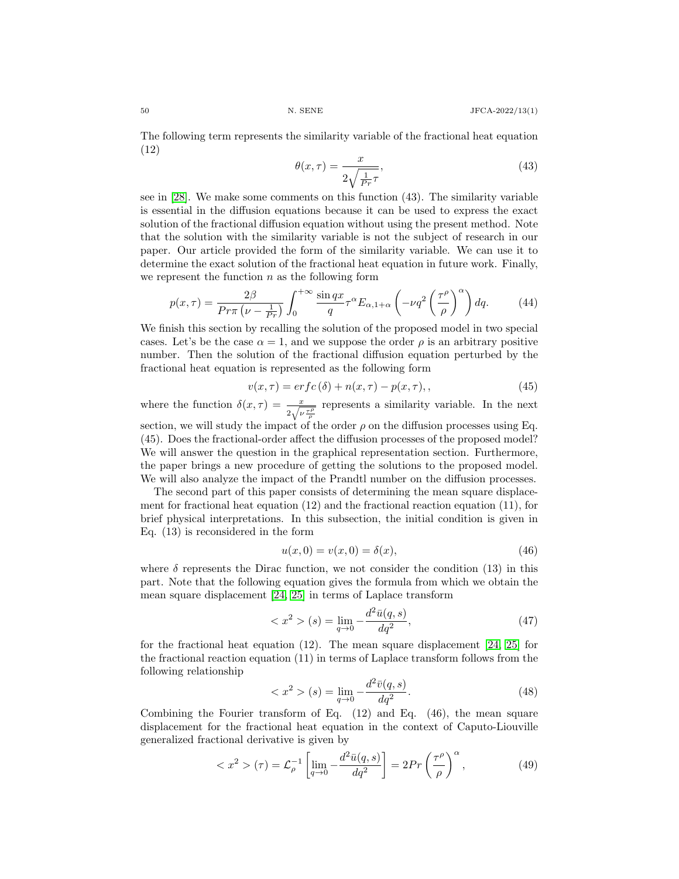The following term represents the similarity variable of the fractional heat equation (12)

$$\theta(x,\tau) = \frac{x}{2\sqrt{\frac{1}{Pr}\tau}}, \tag{43}$$

see in [28]. We make some comments on this function (43). The similarity variable is essential in the diffusion equations because it can be used to express the exact solution of the fractional diffusion equation without using the present method. Note that the solution with the similarity variable is not the subject of research in our paper. Our article provided the form of the similarity variable. We can use it to determine the exact solution of the fractional heat equation in future work. Finally, we represent the function $n$ as the following form

$$p(x,\tau) = \frac{2\beta}{Pr\pi\left(\nu - \frac{1}{Pr}\right)} \int_0^{+\infty} \frac{\sin qx}{q} \tau^{\alpha} E_{\alpha,1+\alpha}\left(-\nu q^2 \left(\frac{\tau^{\rho}}{\rho}\right)^{\alpha}\right) dq. \tag{44}$$

We finish this section by recalling the solution of the proposed model in two special cases. Let's be the case $\alpha = 1$, and we suppose the order $\rho$ is an arbitrary positive number. Then the solution of the fractional diffusion equation perturbed by the fractional heat equation is represented as the following form

$$v(x,\tau) = erfc\left(\delta\right) + n(x,\tau) - p(x,\tau),, \tag{45}$$

where the function $\delta(x,\tau) = \frac{x}{2\sqrt{\nu\frac{\tau^{\rho}}{\rho}}}$ represents a similarity variable. In the next section, we will study the impact of the order $\rho$ on the diffusion processes using Eq. (45). Does the fractional-order affect the diffusion processes of the proposed model? We will answer the question in the graphical representation section. Furthermore, the paper brings a new procedure of getting the solutions to the proposed model. We will also analyze the impact of the Prandtl number on the diffusion processes.

The second part of this paper consists of determining the mean square displacement for fractional heat equation (12) and the fractional reaction equation (11), for brief physical interpretations. In this subsection, the initial condition is given in Eq. (13) is reconsidered in the form

$$u(x,0) = v(x,0) = \delta(x), \tag{46}$$

where $\delta$ represents the Dirac function, we not consider the condition (13) in this part. Note that the following equation gives the formula from which we obtain the mean square displacement [24, 25] in terms of Laplace transform

$$< x^2 > (s) = \lim_{q\to 0} -\frac{d^2\bar{u}(q,s)}{dq^2}, \tag{47}$$

for the fractional heat equation (12). The mean square displacement [24, 25] for the fractional reaction equation (11) in terms of Laplace transform follows from the following relationship

$$< x^2 > (s) = \lim_{q\to 0} -\frac{d^2\bar{v}(q,s)}{dq^2}. \tag{48}$$

Combining the Fourier transform of Eq. (12) and Eq. (46), the mean square displacement for the fractional heat equation in the context of Caputo-Liouville generalized fractional derivative is given by

$$< x^2 > (\tau) = \mathcal{L}_{\rho}^{-1}\left[\lim_{q\to 0} -\frac{d^2\bar{u}(q,s)}{dq^2}\right] = 2Pr\left(\frac{\tau^{\rho}}{\rho}\right)^{\alpha}, \tag{49}$$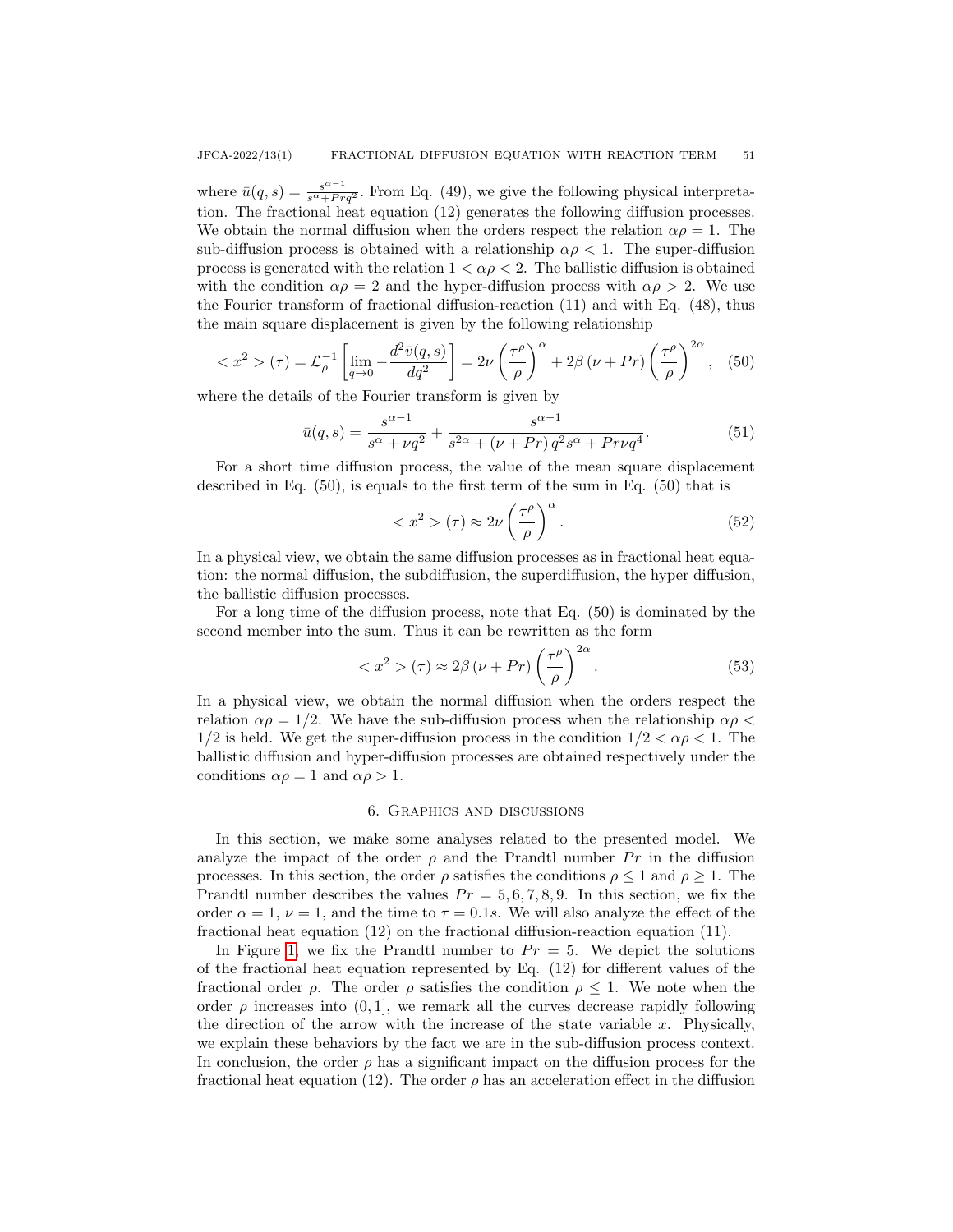where $\bar{u}(q,s) = \frac{s^{\alpha-1}}{s^{\alpha}+Prq^2}$. From Eq. (49), we give the following physical interpretation. The fractional heat equation (12) generates the following diffusion processes. We obtain the normal diffusion when the orders respect the relation $\alpha\rho = 1$. The sub-diffusion process is obtained with a relationship $\alpha\rho < 1$. The super-diffusion process is generated with the relation $1 < \alpha\rho < 2$. The ballistic diffusion is obtained with the condition $\alpha\rho = 2$ and the hyper-diffusion process with $\alpha\rho > 2$. We use the Fourier transform of fractional diffusion-reaction (11) and with Eq. (48), thus the main square displacement is given by the following relationship

$$< x^2 > (\tau) = \mathcal{L}_{\rho}^{-1}\left[\lim_{q\to 0} -\frac{d^2\bar{v}(q,s)}{dq^2}\right] = 2\nu\left(\frac{\tau^{\rho}}{\rho}\right)^{\alpha} + 2\beta\left(\nu + Pr\right)\left(\frac{\tau^{\rho}}{\rho}\right)^{2\alpha}, \quad (50)$$

where the details of the Fourier transform is given by

$$\bar{u}(q,s) = \frac{s^{\alpha-1}}{s^{\alpha}+\nu q^2} + \frac{s^{\alpha-1}}{s^{2\alpha}+\left(\nu+Pr\right)q^2 s^{\alpha} + Pr\nu q^4}. \quad (51)$$

For a short time diffusion process, the value of the mean square displacement described in Eq. (50), is equals to the first term of the sum in Eq. (50) that is

$$< x^2 > (\tau) \approx 2\nu\left(\frac{\tau^{\rho}}{\rho}\right)^{\alpha}. \quad (52)$$

In a physical view, we obtain the same diffusion processes as in fractional heat equation: the normal diffusion, the subdiffusion, the superdiffusion, the hyper diffusion, the ballistic diffusion processes.

For a long time of the diffusion process, note that Eq. (50) is dominated by the second member into the sum. Thus it can be rewritten as the form

$$< x^2 > (\tau) \approx 2\beta\left(\nu + Pr\right)\left(\frac{\tau^{\rho}}{\rho}\right)^{2\alpha}. \quad (53)$$

In a physical view, we obtain the normal diffusion when the orders respect the relation $\alpha\rho = 1/2$. We have the sub-diffusion process when the relationship $\alpha\rho < 1/2$ is held. We get the super-diffusion process in the condition $1/2 < \alpha\rho < 1$. The ballistic diffusion and hyper-diffusion processes are obtained respectively under the conditions $\alpha\rho = 1$ and $\alpha\rho > 1$.

## 6. Graphics and discussions

In this section, we make some analyses related to the presented model. We analyze the impact of the order $\rho$ and the Prandtl number $Pr$ in the diffusion processes. In this section, the order $\rho$ satisfies the conditions $\rho \leq 1$ and $\rho \geq 1$. The Prandtl number describes the values $Pr = 5, 6, 7, 8, 9$. In this section, we fix the order $\alpha = 1$, $\nu = 1$, and the time to $\tau = 0.1s$. We will also analyze the effect of the fractional heat equation (12) on the fractional diffusion-reaction equation (11).

In Figure 1, we fix the Prandtl number to $Pr = 5$. We depict the solutions of the fractional heat equation represented by Eq. (12) for different values of the fractional order $\rho$. The order $\rho$ satisfies the condition $\rho \leq 1$. We note when the order $\rho$ increases into $(0, 1]$, we remark all the curves decrease rapidly following the direction of the arrow with the increase of the state variable $x$. Physically, we explain these behaviors by the fact we are in the sub-diffusion process context. In conclusion, the order $\rho$ has a significant impact on the diffusion process for the fractional heat equation (12). The order $\rho$ has an acceleration effect in the diffusion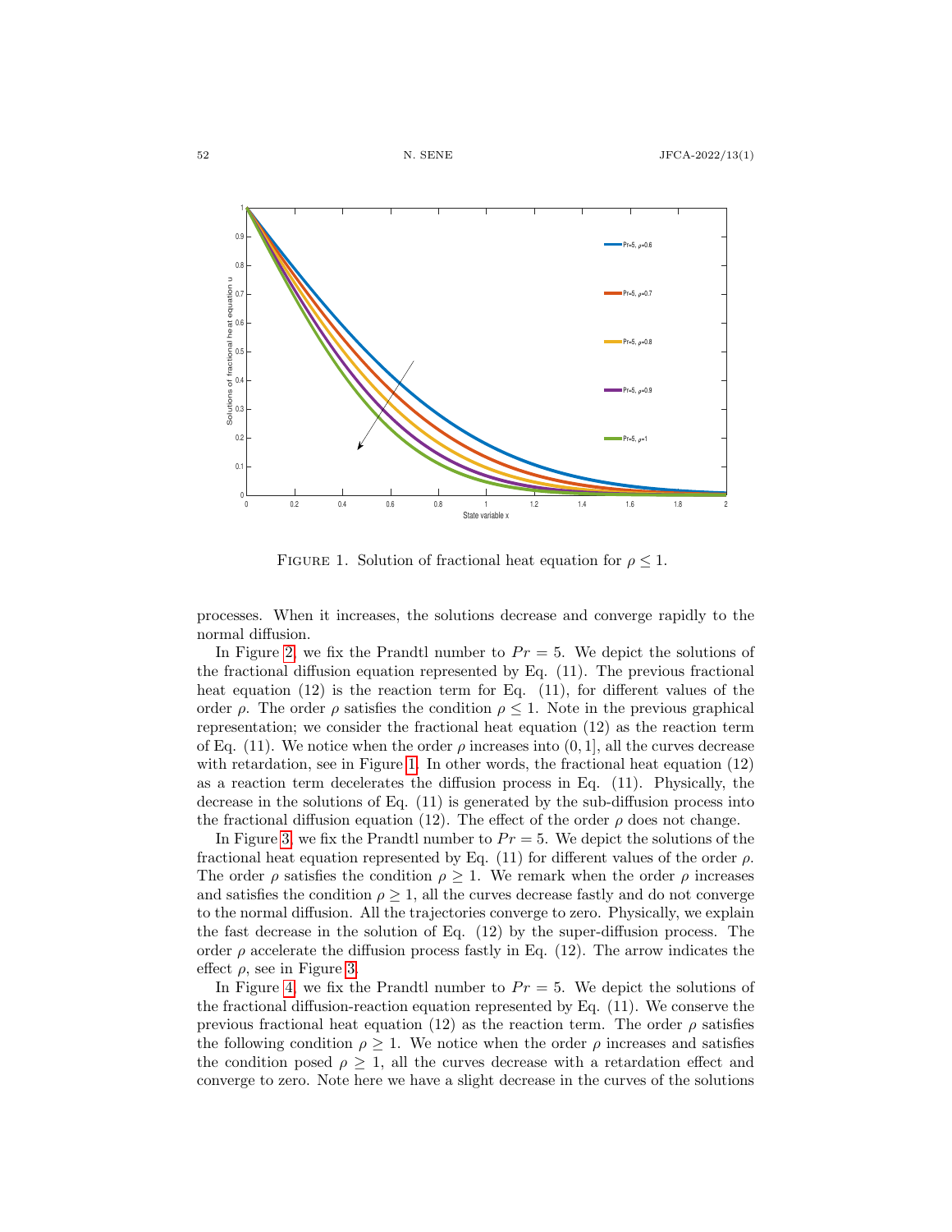FIGURE 1. Solution of fractional heat equation for $\rho \leq 1$.

processes. When it increases, the solutions decrease and converge rapidly to the normal diffusion.

In Figure 2, we fix the Prandtl number to $Pr = 5$. We depict the solutions of the fractional diffusion equation represented by Eq. (11). The previous fractional heat equation (12) is the reaction term for Eq. (11), for different values of the order $\rho$. The order $\rho$ satisfies the condition $\rho \leq 1$. Note in the previous graphical representation; we consider the fractional heat equation (12) as the reaction term of Eq. (11). We notice when the order $\rho$ increases into $(0, 1]$, all the curves decrease with retardation, see in Figure 1. In other words, the fractional heat equation (12) as a reaction term decelerates the diffusion process in Eq. (11). Physically, the decrease in the solutions of Eq. (11) is generated by the sub-diffusion process into the fractional diffusion equation (12). The effect of the order $\rho$ does not change.

In Figure 3, we fix the Prandtl number to $Pr = 5$. We depict the solutions of the fractional heat equation represented by Eq. (11) for different values of the order $\rho$. The order $\rho$ satisfies the condition $\rho \geq 1$. We remark when the order $\rho$ increases and satisfies the condition $\rho \geq 1$, all the curves decrease fastly and do not converge to the normal diffusion. All the trajectories converge to zero. Physically, we explain the fast decrease in the solution of Eq. (12) by the super-diffusion process. The order $\rho$ accelerate the diffusion process fastly in Eq. (12). The arrow indicates the effect $\rho$, see in Figure 3.

In Figure 4, we fix the Prandtl number to $Pr = 5$. We depict the solutions of the fractional diffusion-reaction equation represented by Eq. (11). We conserve the previous fractional heat equation (12) as the reaction term. The order $\rho$ satisfies the following condition $\rho \geq 1$. We notice when the order $\rho$ increases and satisfies the condition posed $\rho \geq 1$, all the curves decrease with a retardation effect and converge to zero. Note here we have a slight decrease in the curves of the solutions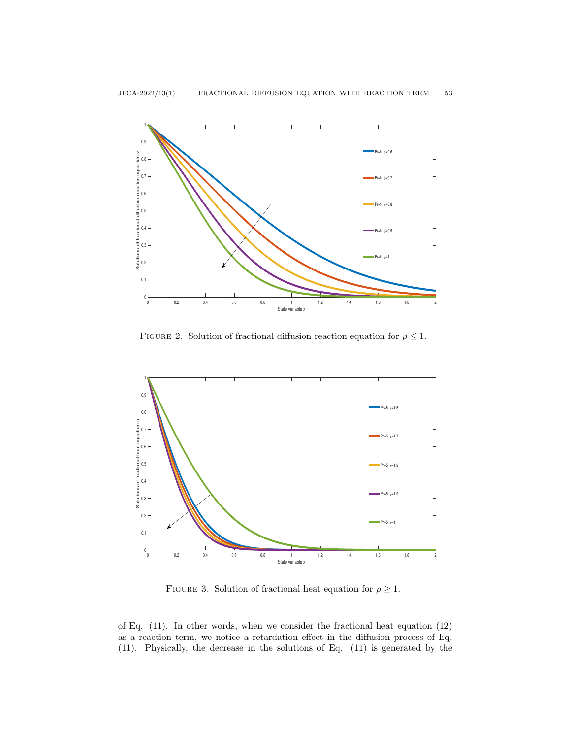Figure 2. Solution of fractional diffusion reaction equation for $\rho \leq 1$.

Figure 3. Solution of fractional heat equation for $\rho \geq 1$.

of Eq. (11). In other words, when we consider the fractional heat equation (12) as a reaction term, we notice a retardation effect in the diffusion process of Eq. (11). Physically, the decrease in the solutions of Eq. (11) is generated by the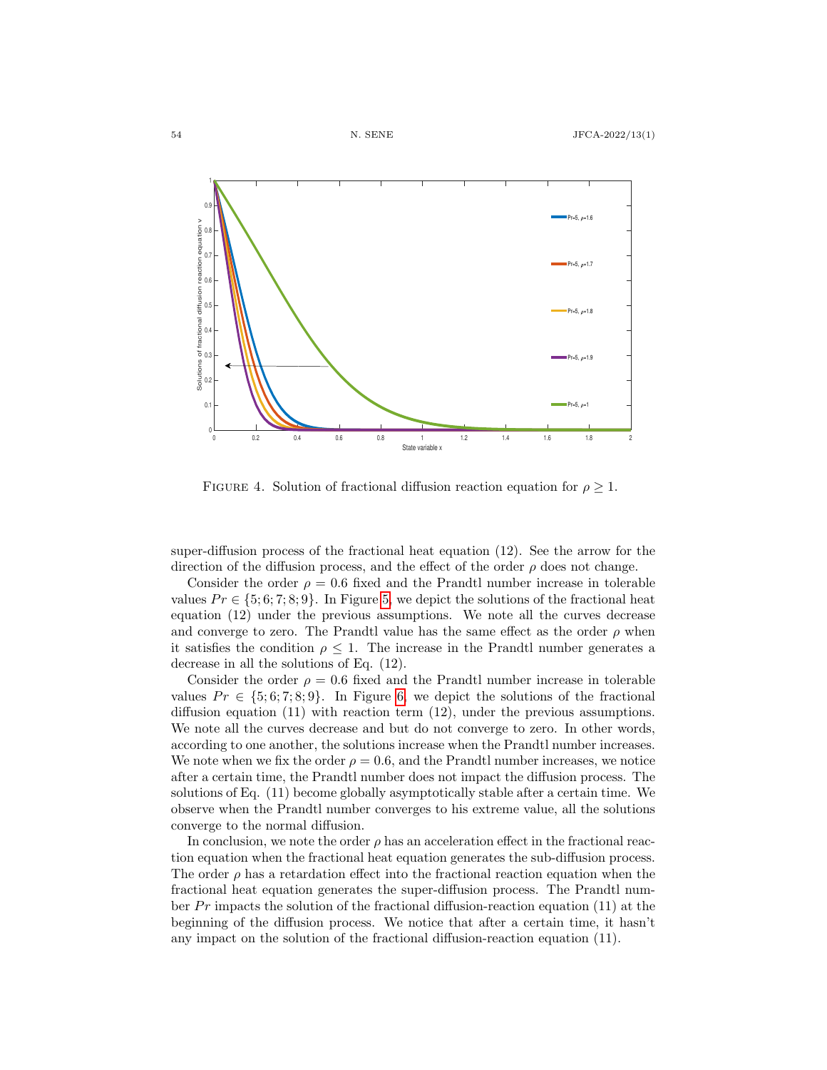FIGURE 4. Solution of fractional diffusion reaction equation for $\rho \geq 1$.

super-diffusion process of the fractional heat equation (12). See the arrow for the direction of the diffusion process, and the effect of the order $\rho$ does not change.

Consider the order $\rho = 0.6$ fixed and the Prandtl number increase in tolerable values $Pr \in \{5; 6; 7; 8; 9\}$. In Figure 5, we depict the solutions of the fractional heat equation (12) under the previous assumptions. We note all the curves decrease and converge to zero. The Prandtl value has the same effect as the order $\rho$ when it satisfies the condition $\rho \leq 1$. The increase in the Prandtl number generates a decrease in all the solutions of Eq. (12).

Consider the order $\rho = 0.6$ fixed and the Prandtl number increase in tolerable values $Pr \in \{5; 6; 7; 8; 9\}$. In Figure 6, we depict the solutions of the fractional diffusion equation (11) with reaction term (12), under the previous assumptions. We note all the curves decrease and but do not converge to zero. In other words, according to one another, the solutions increase when the Prandtl number increases. We note when we fix the order $\rho = 0.6$, and the Prandtl number increases, we notice after a certain time, the Prandtl number does not impact the diffusion process. The solutions of Eq. (11) become globally asymptotically stable after a certain time. We observe when the Prandtl number converges to his extreme value, all the solutions converge to the normal diffusion.

In conclusion, we note the order $\rho$ has an acceleration effect in the fractional reaction equation when the fractional heat equation generates the sub-diffusion process. The order $\rho$ has a retardation effect into the fractional reaction equation when the fractional heat equation generates the super-diffusion process. The Prandtl number $Pr$ impacts the solution of the fractional diffusion-reaction equation (11) at the beginning of the diffusion process. We notice that after a certain time, it hasn't any impact on the solution of the fractional diffusion-reaction equation (11).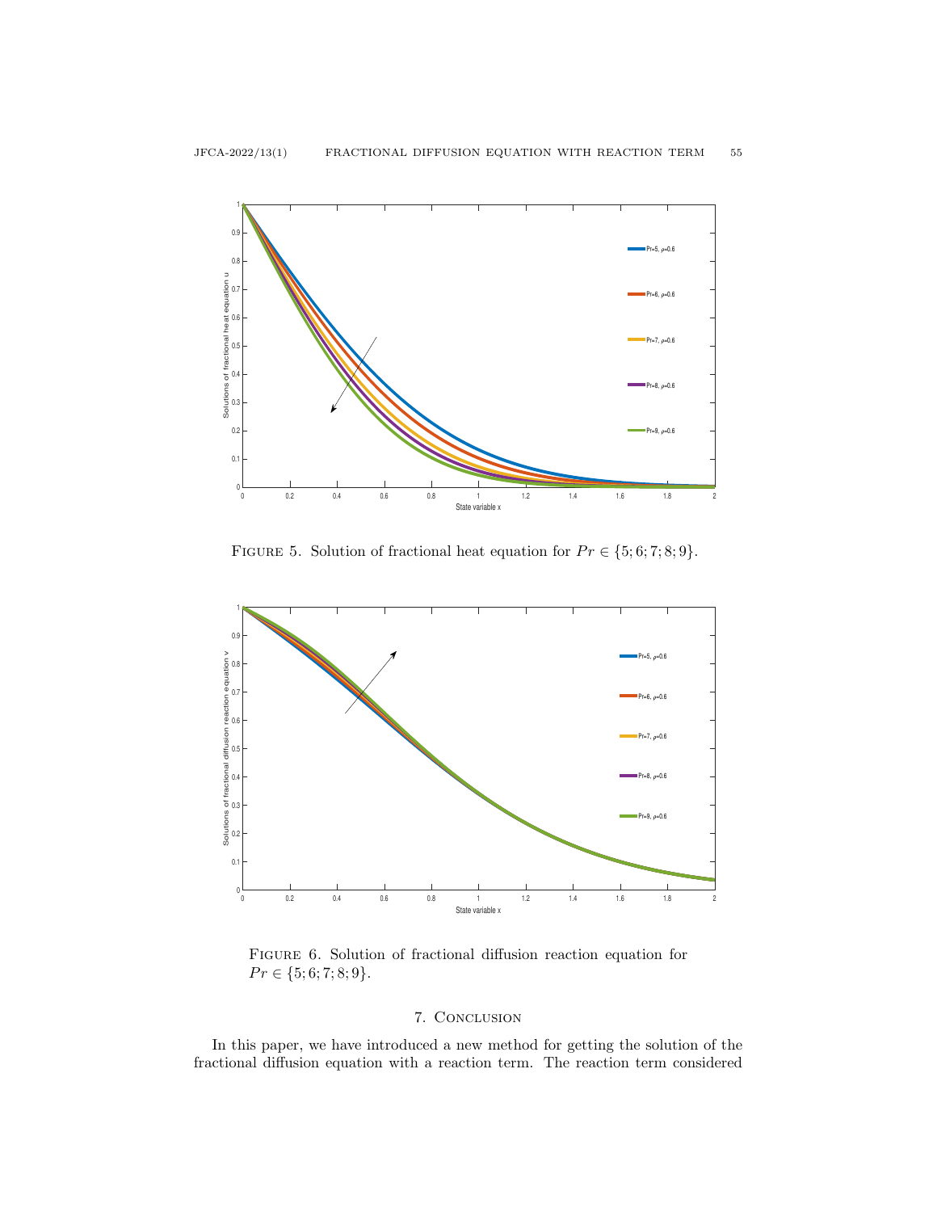Figure 5. Solution of fractional heat equation for $Pr \in \{5; 6; 7; 8; 9\}$.

Figure 6. Solution of fractional diffusion reaction equation for $Pr \in \{5; 6; 7; 8; 9\}$.

## 7. Conclusion

In this paper, we have introduced a new method for getting the solution of the fractional diffusion equation with a reaction term. The reaction term considered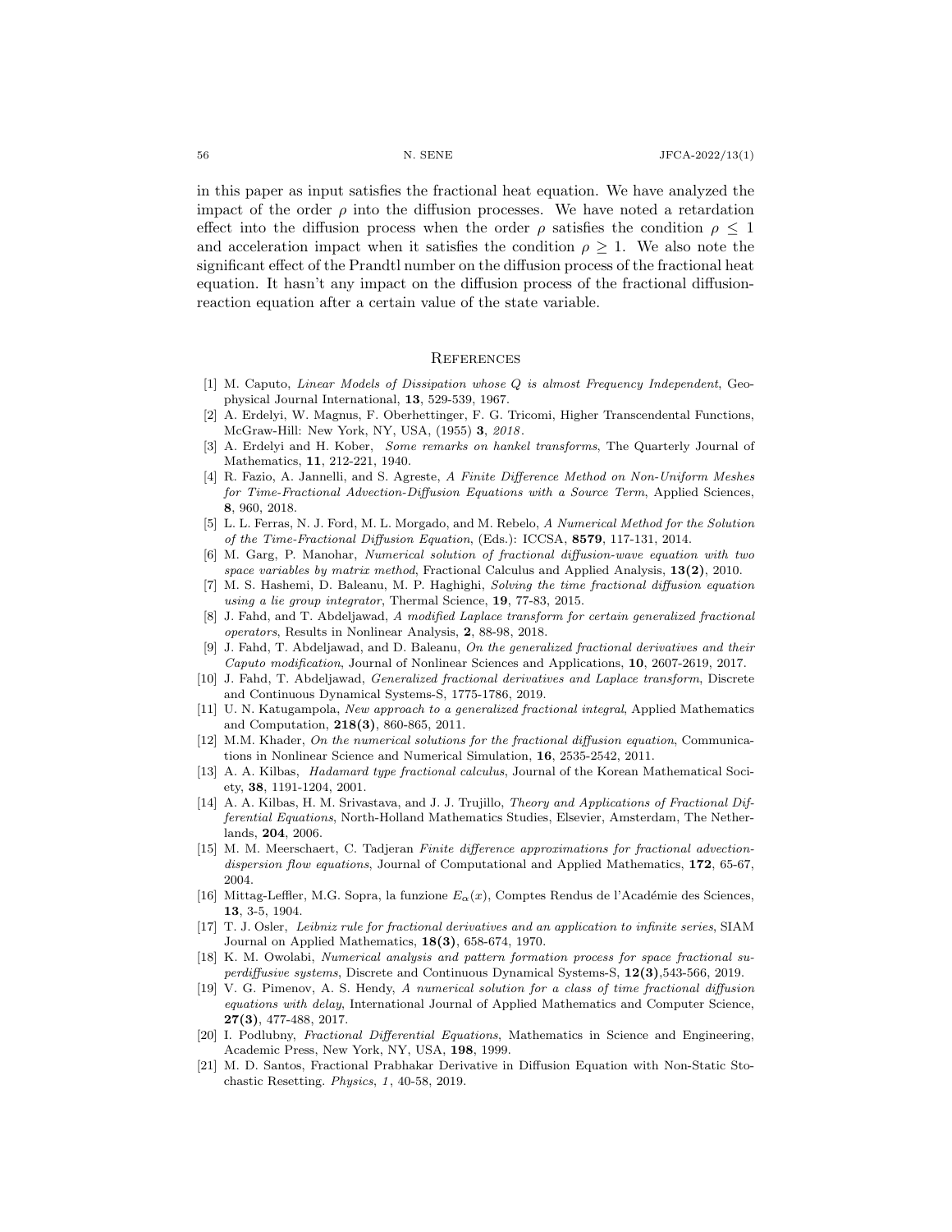in this paper as input satisfies the fractional heat equation. We have analyzed the impact of the order $\rho$ into the diffusion processes. We have noted a retardation effect into the diffusion process when the order $\rho$ satisfies the condition $\rho \leq 1$ and acceleration impact when it satisfies the condition $\rho \geq 1$. We also note the significant effect of the Prandtl number on the diffusion process of the fractional heat equation. It hasn't any impact on the diffusion process of the fractional diffusion-reaction equation after a certain value of the state variable.

## References

[1] M. Caputo, *Linear Models of Dissipation whose Q is almost Frequency Independent*, Geophysical Journal International, **13**, 529-539, 1967.

[2] A. Erdelyi, W. Magnus, F. Oberhettinger, F. G. Tricomi, Higher Transcendental Functions, McGraw-Hill: New York, NY, USA, (1955) **3**, *2018*.

[3] A. Erdelyi and H. Kober, *Some remarks on hankel transforms*, The Quarterly Journal of Mathematics, **11**, 212-221, 1940.

[4] R. Fazio, A. Jannelli, and S. Agreste, *A Finite Difference Method on Non-Uniform Meshes for Time-Fractional Advection-Diffusion Equations with a Source Term*, Applied Sciences, **8**, 960, 2018.

[5] L. L. Ferras, N. J. Ford, M. L. Morgado, and M. Rebelo, *A Numerical Method for the Solution of the Time-Fractional Diffusion Equation*, (Eds.): ICCSA, **8579**, 117-131, 2014.

[6] M. Garg, P. Manohar, *Numerical solution of fractional diffusion-wave equation with two space variables by matrix method*, Fractional Calculus and Applied Analysis, **13(2)**, 2010.

[7] M. S. Hashemi, D. Baleanu, M. P. Haghighi, *Solving the time fractional diffusion equation using a lie group integrator*, Thermal Science, **19**, 77-83, 2015.

[8] J. Fahd, and T. Abdeljawad, *A modified Laplace transform for certain generalized fractional operators*, Results in Nonlinear Analysis, **2**, 88-98, 2018.

[9] J. Fahd, T. Abdeljawad, and D. Baleanu, *On the generalized fractional derivatives and their Caputo modification*, Journal of Nonlinear Sciences and Applications, **10**, 2607-2619, 2017.

[10] J. Fahd, T. Abdeljawad, *Generalized fractional derivatives and Laplace transform*, Discrete and Continuous Dynamical Systems-S, 1775-1786, 2019.

[11] U. N. Katugampola, *New approach to a generalized fractional integral*, Applied Mathematics and Computation, **218(3)**, 860-865, 2011.

[12] M.M. Khader, *On the numerical solutions for the fractional diffusion equation*, Communications in Nonlinear Science and Numerical Simulation, **16**, 2535-2542, 2011.

[13] A. A. Kilbas, *Hadamard type fractional calculus*, Journal of the Korean Mathematical Society, **38**, 1191-1204, 2001.

[14] A. A. Kilbas, H. M. Srivastava, and J. J. Trujillo, *Theory and Applications of Fractional Differential Equations*, North-Holland Mathematics Studies, Elsevier, Amsterdam, The Netherlands, **204**, 2006.

[15] M. M. Meerschaert, C. Tadjeran *Finite difference approximations for fractional advection-dispersion flow equations*, Journal of Computational and Applied Mathematics, **172**, 65-67, 2004.

[16] Mittag-Leffler, M.G. Sopra, la funzione $E_\alpha(x)$, Comptes Rendus de l'Académie des Sciences, **13**, 3-5, 1904.

[17] T. J. Osler, *Leibniz rule for fractional derivatives and an application to infinite series*, SIAM Journal on Applied Mathematics, **18(3)**, 658-674, 1970.

[18] K. M. Owolabi, *Numerical analysis and pattern formation process for space fractional superdiffusive systems*, Discrete and Continuous Dynamical Systems-S, **12(3)**,543-566, 2019.

[19] V. G. Pimenov, A. S. Hendy, *A numerical solution for a class of time fractional diffusion equations with delay*, International Journal of Applied Mathematics and Computer Science, **27(3)**, 477-488, 2017.

[20] I. Podlubny, *Fractional Differential Equations*, Mathematics in Science and Engineering, Academic Press, New York, NY, USA, **198**, 1999.

[21] M. D. Santos, Fractional Prabhakar Derivative in Diffusion Equation with Non-Static Stochastic Resetting. *Physics*, *1*, 40-58, 2019.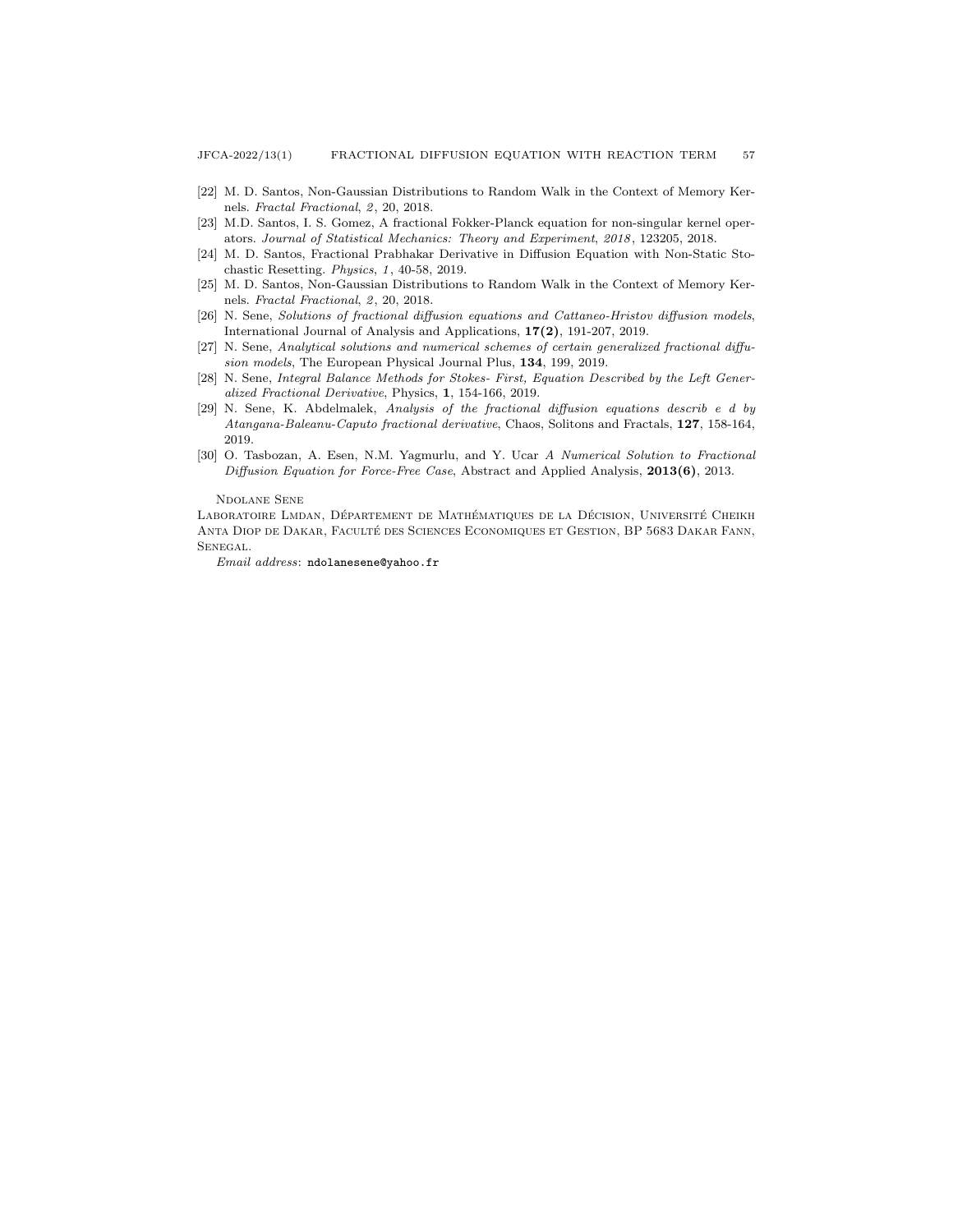[22] M. D. Santos, Non-Gaussian Distributions to Random Walk in the Context of Memory Kernels. *Fractal Fractional*, *2*, 20, 2018.

[23] M.D. Santos, I. S. Gomez, A fractional Fokker-Planck equation for non-singular kernel operators. *Journal of Statistical Mechanics: Theory and Experiment*, *2018*, 123205, 2018.

[24] M. D. Santos, Fractional Prabhakar Derivative in Diffusion Equation with Non-Static Stochastic Resetting. *Physics*, *1*, 40-58, 2019.

[25] M. D. Santos, Non-Gaussian Distributions to Random Walk in the Context of Memory Kernels. *Fractal Fractional*, *2*, 20, 2018.

[26] N. Sene, *Solutions of fractional diffusion equations and Cattaneo-Hristov diffusion models*, International Journal of Analysis and Applications, **17(2)**, 191-207, 2019.

[27] N. Sene, *Analytical solutions and numerical schemes of certain generalized fractional diffusion models*, The European Physical Journal Plus, **134**, 199, 2019.

[28] N. Sene, *Integral Balance Methods for Stokes- First, Equation Described by the Left Generalized Fractional Derivative*, Physics, **1**, 154-166, 2019.

[29] N. Sene, K. Abdelmalek, *Analysis of the fractional diffusion equations describ e d by Atangana-Baleanu-Caputo fractional derivative*, Chaos, Solitons and Fractals, **127**, 158-164, 2019.

[30] O. Tasbozan, A. Esen, N.M. Yagmurlu, and Y. Ucar *A Numerical Solution to Fractional Diffusion Equation for Force-Free Case*, Abstract and Applied Analysis, **2013(6)**, 2013.

Ndolane Sene

Laboratoire Lmdan, Département de Mathématiques de la Décision, Université Cheikh Anta Diop de Dakar, Faculté des Sciences Economiques et Gestion, BP 5683 Dakar Fann, Senegal.

*Email address*: ndolanesene@yahoo.fr